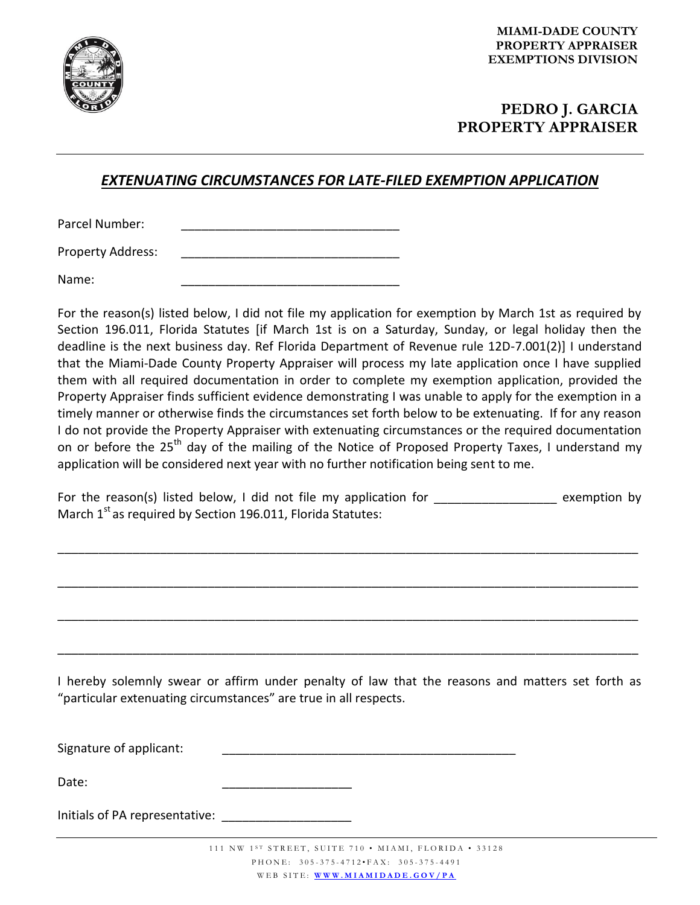MIAMI-DADE COUNTY
PROPERTY APPRAISER
EXEMPTIONS DIVISION

**PEDRO J. GARCIA**
**PROPERTY APPRAISER**

---

## *EXTENUATING CIRCUMSTANCES FOR LATE-FILED EXEMPTION APPLICATION*

Parcel Number: _______________________________

Property Address: _______________________________

Name: _______________________________

For the reason(s) listed below, I did not file my application for exemption by March 1st as required by Section 196.011, Florida Statutes [if March 1st is on a Saturday, Sunday, or legal holiday then the deadline is the next business day. Ref Florida Department of Revenue rule 12D-7.001(2)] I understand that the Miami-Dade County Property Appraiser will process my late application once I have supplied them with all required documentation in order to complete my exemption application, provided the Property Appraiser finds sufficient evidence demonstrating I was unable to apply for the exemption in a timely manner or otherwise finds the circumstances set forth below to be extenuating. If for any reason I do not provide the Property Appraiser with extenuating circumstances or the required documentation on or before the 25th day of the mailing of the Notice of Proposed Property Taxes, I understand my application will be considered next year with no further notification being sent to me.

For the reason(s) listed below, I did not file my application for _________________ exemption by March 1st as required by Section 196.011, Florida Statutes:

_____________________________________________________________________________

_____________________________________________________________________________

_____________________________________________________________________________

_____________________________________________________________________________

I hereby solemnly swear or affirm under penalty of law that the reasons and matters set forth as "particular extenuating circumstances" are true in all respects.

Signature of applicant: ________________________________________

Date: __________________

Initials of PA representative: __________________

111 NW 1ST STREET, SUITE 710 • MIAMI, FLORIDA • 33128
PHONE: 305-375-4712•FAX: 305-375-4491
WEB SITE: WWW.MIAMIDADE.GOV/PA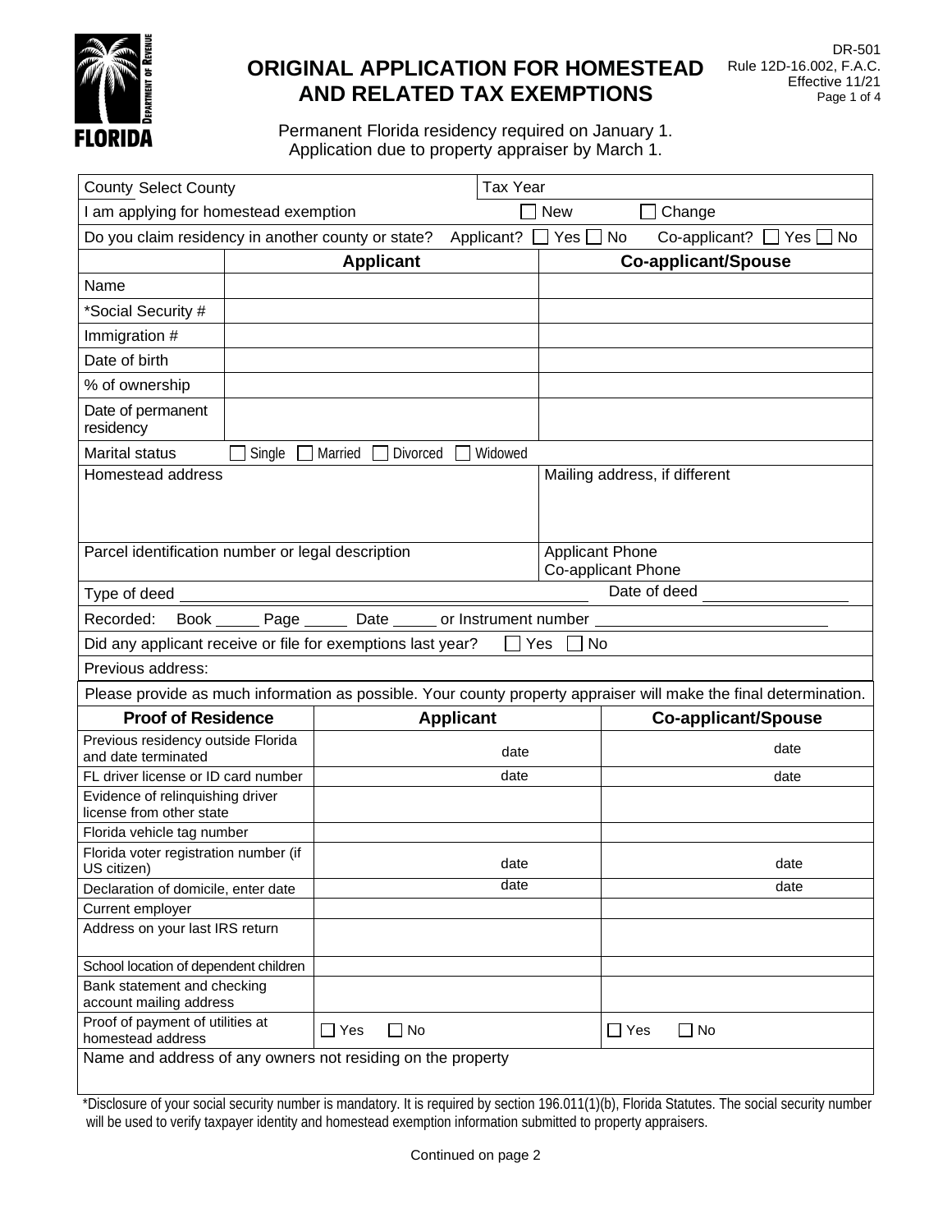# ORIGINAL APPLICATION FOR HOMESTEAD AND RELATED TAX EXEMPTIONS

DR-501
Rule 12D-16.002, F.A.C.
Effective 11/21

Permanent Florida residency required on January 1.
Application due to property appraiser by March 1.

| County Select County | Tax Year |
|---|---|
| I am applying for homestead exemption | ☐ New ☐ Change |
| Do you claim residency in another county or state? Applicant? ☐ Yes ☐ No | Co-applicant? ☐ Yes ☐ No |

| | Applicant | Co-applicant/Spouse |
|---|---|---|
| Name | | |
| *Social Security # | | |
| Immigration # | | |
| Date of birth | | |
| % of ownership | | |
| Date of permanent residency | | |

Marital status ☐ Single ☐ Married ☐ Divorced ☐ Widowed

| Homestead address | Mailing address, if different |
|---|---|
| | |
| Parcel identification number or legal description | Applicant Phone<br>Co-applicant Phone |

Type of deed ______ Date of deed ______

Recorded: Book _____ Page _____ Date _____ or Instrument number ______

Did any applicant receive or file for exemptions last year? ☐ Yes ☐ No

Previous address:

Please provide as much information as possible. Your county property appraiser will make the final determination.

| Proof of Residence | Applicant | Co-applicant/Spouse |
|---|---|---|
| Previous residency outside Florida and date terminated | date | date |
| FL driver license or ID card number | date | date |
| Evidence of relinquishing driver license from other state | | |
| Florida vehicle tag number | | |
| Florida voter registration number (if US citizen) | date | date |
| Declaration of domicile, enter date | date | date |
| Current employer | | |
| Address on your last IRS return | | |
| School location of dependent children | | |
| Bank statement and checking account mailing address | | |
| Proof of payment of utilities at homestead address | ☐ Yes ☐ No | ☐ Yes ☐ No |

Name and address of any owners not residing on the property

*Disclosure of your social security number is mandatory. It is required by section 196.011(1)(b), Florida Statutes. The social security number will be used to verify taxpayer identity and homestead exemption information submitted to property appraisers.

Continued on page 2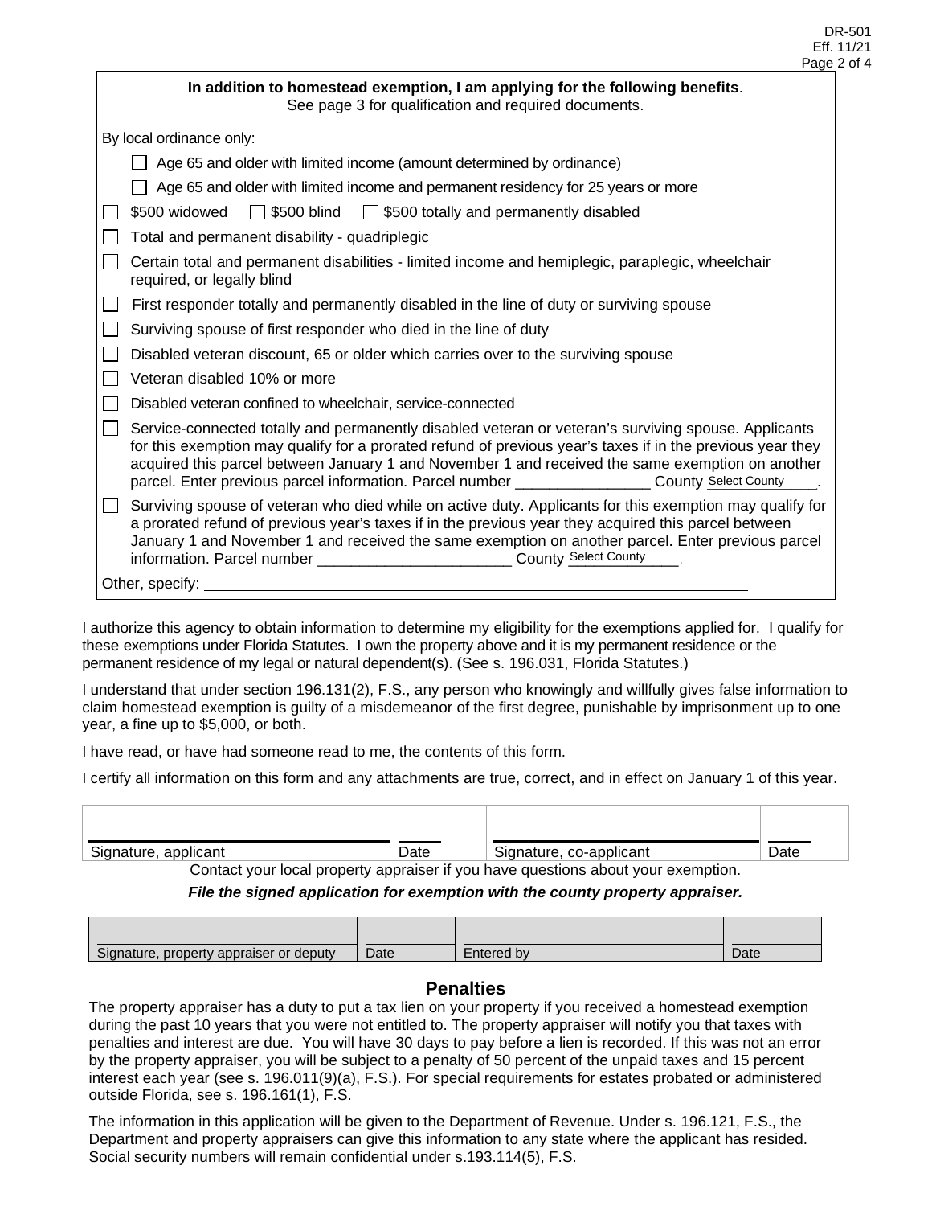**In addition to homestead exemption, I am applying for the following benefits**.
See page 3 for qualification and required documents.

By local ordinance only:

- ☐ Age 65 and older with limited income (amount determined by ordinance)
- ☐ Age 65 and older with limited income and permanent residency for 25 years or more

☐ $500 widowed ☐ $500 blind ☐ $500 totally and permanently disabled

☐ Total and permanent disability - quadriplegic

☐ Certain total and permanent disabilities - limited income and hemiplegic, paraplegic, wheelchair required, or legally blind

☐ First responder totally and permanently disabled in the line of duty or surviving spouse

☐ Surviving spouse of first responder who died in the line of duty

☐ Disabled veteran discount, 65 or older which carries over to the surviving spouse

☐ Veteran disabled 10% or more

☐ Disabled veteran confined to wheelchair, service-connected

☐ Service-connected totally and permanently disabled veteran or veteran's surviving spouse. Applicants for this exemption may qualify for a prorated refund of previous year's taxes if in the previous year they acquired this parcel between January 1 and November 1 and received the same exemption on another parcel. Enter previous parcel information. Parcel number ________________ County Select County______.

☐ Surviving spouse of veteran who died while on active duty. Applicants for this exemption may qualify for a prorated refund of previous year's taxes if in the previous year they acquired this parcel between January 1 and November 1 and received the same exemption on another parcel. Enter previous parcel information. Parcel number ________________________ County Select County______.

Other, specify: ________________________________________________________________

I authorize this agency to obtain information to determine my eligibility for the exemptions applied for. I qualify for these exemptions under Florida Statutes. I own the property above and it is my permanent residence or the permanent residence of my legal or natural dependent(s). (See s. 196.031, Florida Statutes.)

I understand that under section 196.131(2), F.S., any person who knowingly and willfully gives false information to claim homestead exemption is guilty of a misdemeanor of the first degree, punishable by imprisonment up to one year, a fine up to $5,000, or both.

I have read, or have had someone read to me, the contents of this form.

I certify all information on this form and any attachments are true, correct, and in effect on January 1 of this year.

| Signature, applicant | Date | Signature, co-applicant | Date |
|---|---|---|---|
| | | | |

Contact your local property appraiser if you have questions about your exemption.

***File the signed application for exemption with the county property appraiser.***

| Signature, property appraiser or deputy | Date | Entered by | Date |
|---|---|---|---|
| | | | |

## Penalties

The property appraiser has a duty to put a tax lien on your property if you received a homestead exemption during the past 10 years that you were not entitled to. The property appraiser will notify you that taxes with penalties and interest are due. You will have 30 days to pay before a lien is recorded. If this was not an error by the property appraiser, you will be subject to a penalty of 50 percent of the unpaid taxes and 15 percent interest each year (see s. 196.011(9)(a), F.S.). For special requirements for estates probated or administered outside Florida, see s. 196.161(1), F.S.

The information in this application will be given to the Department of Revenue. Under s. 196.121, F.S., the Department and property appraisers can give this information to any state where the applicant has resided. Social security numbers will remain confidential under s.193.114(5), F.S.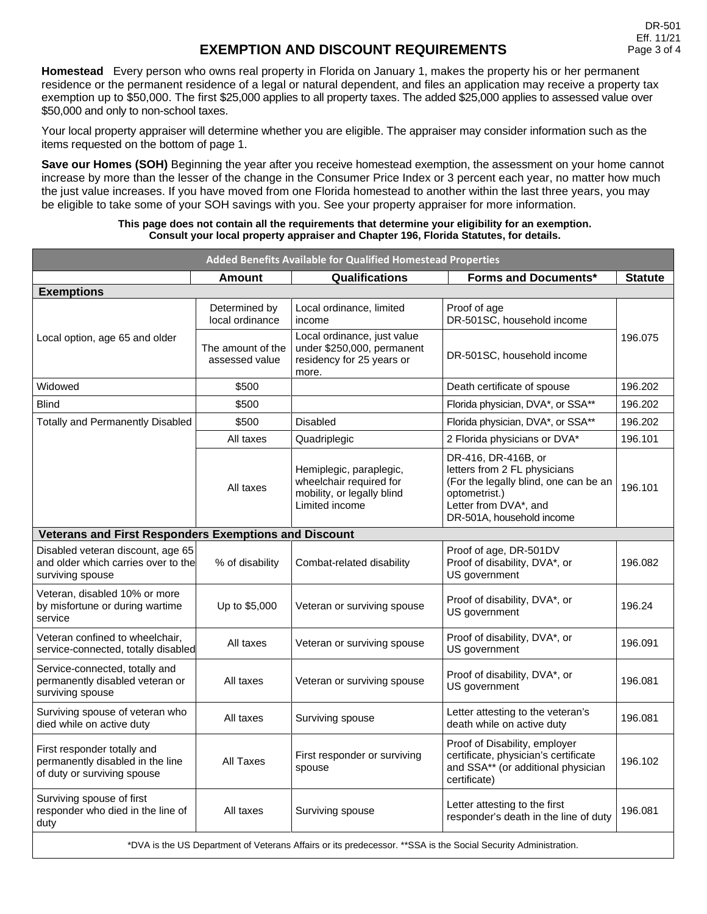# EXEMPTION AND DISCOUNT REQUIREMENTS

**Homestead** Every person who owns real property in Florida on January 1, makes the property his or her permanent residence or the permanent residence of a legal or natural dependent, and files an application may receive a property tax exemption up to $50,000. The first $25,000 applies to all property taxes. The added $25,000 applies to assessed value over $50,000 and only to non-school taxes.

Your local property appraiser will determine whether you are eligible. The appraiser may consider information such as the items requested on the bottom of page 1.

**Save our Homes (SOH)** Beginning the year after you receive homestead exemption, the assessment on your home cannot increase by more than the lesser of the change in the Consumer Price Index or 3 percent each year, no matter how much the just value increases. If you have moved from one Florida homestead to another within the last three years, you may be eligible to take some of your SOH savings with you. See your property appraiser for more information.

**This page does not contain all the requirements that determine your eligibility for an exemption. Consult your local property appraiser and Chapter 196, Florida Statutes, for details.**

| Added Benefits Available for Qualified Homestead Properties | | | | |
|---|---|---|---|---|
| | **Amount** | **Qualifications** | **Forms and Documents*** | **Statute** |
| **Exemptions** | | | | |
| Local option, age 65 and older | Determined by local ordinance | Local ordinance, limited income | Proof of age<br>DR-501SC, household income | 196.075 |
| | The amount of the assessed value | Local ordinance, just value under $250,000, permanent residency for 25 years or more. | DR-501SC, household income | 196.075 |
| Widowed | $500 | | Death certificate of spouse | 196.202 |
| Blind | $500 | | Florida physician, DVA*, or SSA** | 196.202 |
| Totally and Permanently Disabled | $500 | Disabled | Florida physician, DVA*, or SSA** | 196.202 |
| | All taxes | Quadriplegic | 2 Florida physicians or DVA* | 196.101 |
| | All taxes | Hemiplegic, paraplegic, wheelchair required for mobility, or legally blind<br>Limited income | DR-416, DR-416B, or letters from 2 FL physicians (For the legally blind, one can be an optometrist.)<br>Letter from DVA*, and DR-501A, household income | 196.101 |
| **Veterans and First Responders Exemptions and Discount** | | | | |
| Disabled veteran discount, age 65 and older which carries over to the surviving spouse | % of disability | Combat-related disability | Proof of age, DR-501DV<br>Proof of disability, DVA*, or US government | 196.082 |
| Veteran, disabled 10% or more by misfortune or during wartime service | Up to $5,000 | Veteran or surviving spouse | Proof of disability, DVA*, or US government | 196.24 |
| Veteran confined to wheelchair, service-connected, totally disabled | All taxes | Veteran or surviving spouse | Proof of disability, DVA*, or US government | 196.091 |
| Service-connected, totally and permanently disabled veteran or surviving spouse | All taxes | Veteran or surviving spouse | Proof of disability, DVA*, or US government | 196.081 |
| Surviving spouse of veteran who died while on active duty | All taxes | Surviving spouse | Letter attesting to the veteran's death while on active duty | 196.081 |
| First responder totally and permanently disabled in the line of duty or surviving spouse | All Taxes | First responder or surviving spouse | Proof of Disability, employer certificate, physician's certificate and SSA** (or additional physician certificate) | 196.102 |
| Surviving spouse of first responder who died in the line of duty | All taxes | Surviving spouse | Letter attesting to the first responder's death in the line of duty | 196.081 |

*DVA is the US Department of Veterans Affairs or its predecessor. **SSA is the Social Security Administration.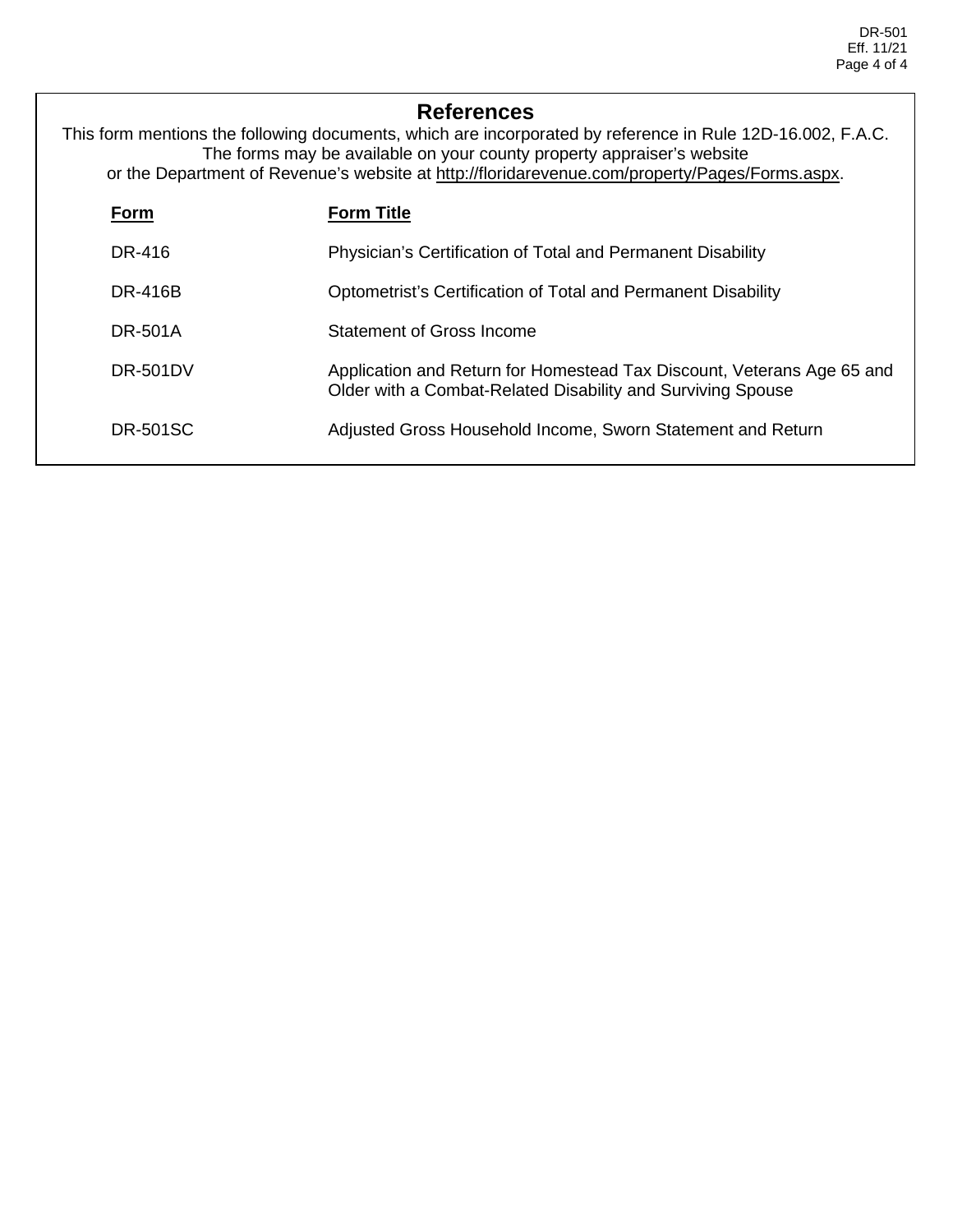## References

This form mentions the following documents, which are incorporated by reference in Rule 12D-16.002, F.A.C. The forms may be available on your county property appraiser's website or the Department of Revenue's website at http://floridarevenue.com/property/Pages/Forms.aspx.

| Form | Form Title |
|---|---|
| DR-416 | Physician's Certification of Total and Permanent Disability |
| DR-416B | Optometrist's Certification of Total and Permanent Disability |
| DR-501A | Statement of Gross Income |
| DR-501DV | Application and Return for Homestead Tax Discount, Veterans Age 65 and Older with a Combat-Related Disability and Surviving Spouse |
| DR-501SC | Adjusted Gross Household Income, Sworn Statement and Return |